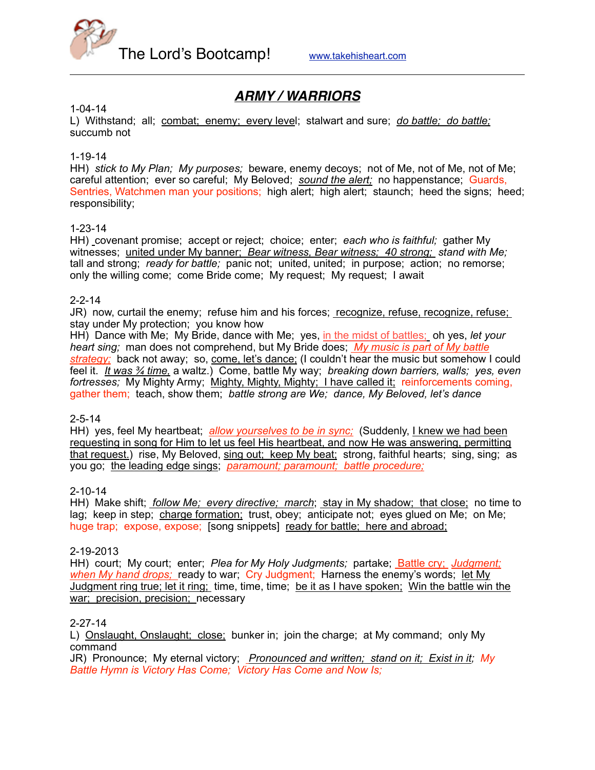The Lord's Bootcamp! www.takehisheart.com

---

## ***ARMY / WARRIORS***

1-04-14
L) Withstand; all; combat; enemy; every level; stalwart and sure; *do battle; do battle;* succumb not

1-19-14
HH) *stick to My Plan; My purposes;* beware, enemy decoys; not of Me, not of Me, not of Me; careful attention; ever so careful; My Beloved; *sound the alert;* no happenstance; Guards, Sentries, Watchmen man your positions; high alert; high alert; staunch; heed the signs; heed; responsibility;

1-23-14
HH) covenant promise; accept or reject; choice; enter; *each who is faithful;* gather My witnesses; united under My banner; *Bear witness, Bear witness; 40 strong; stand with Me;* tall and strong; *ready for battle;* panic not; united, united; in purpose; action; no remorse; only the willing come; come Bride come; My request; My request; I await

2-2-14
JR) now, curtail the enemy; refuse him and his forces; recognize, refuse, recognize, refuse; stay under My protection; you know how
HH) Dance with Me; My Bride, dance with Me; yes, in the midst of battles; oh yes, *let your heart sing;* man does not comprehend, but My Bride does; *My music is part of My battle strategy;* back not away; so, come, let's dance; (I couldn't hear the music but somehow I could feel it. *It was ¾ time,* a waltz.) Come, battle My way; *breaking down barriers, walls; yes, even fortresses;* My Mighty Army; Mighty, Mighty, Mighty; I have called it; reinforcements coming, gather them; teach, show them; *battle strong are We; dance, My Beloved, let's dance*

2-5-14
HH) yes, feel My heartbeat; *allow yourselves to be in sync;* (Suddenly, I knew we had been requesting in song for Him to let us feel His heartbeat, and now He was answering, permitting that request.) rise, My Beloved, sing out; keep My beat; strong, faithful hearts; sing, sing; as you go; the leading edge sings; *paramount; paramount; battle procedure;*

2-10-14
HH) Make shift; *follow Me; every directive; march*; stay in My shadow; that close; no time to lag; keep in step; charge formation; trust, obey; anticipate not; eyes glued on Me; on Me; huge trap; expose, expose; [song snippets] ready for battle; here and abroad;

2-19-2013
HH) court; My court; enter; *Plea for My Holy Judgments;* partake; Battle cry; *Judgment; when My hand drops;* ready to war; Cry Judgment; Harness the enemy's words; let My Judgment ring true; let it ring; time, time, time; be it as I have spoken; Win the battle win the war; precision, precision; necessary

2-27-14
L) Onslaught, Onslaught; close; bunker in; join the charge; at My command; only My command
JR) Pronounce; My eternal victory; *Pronounced and written; stand on it; Exist in it; My Battle Hymn is Victory Has Come; Victory Has Come and Now Is;*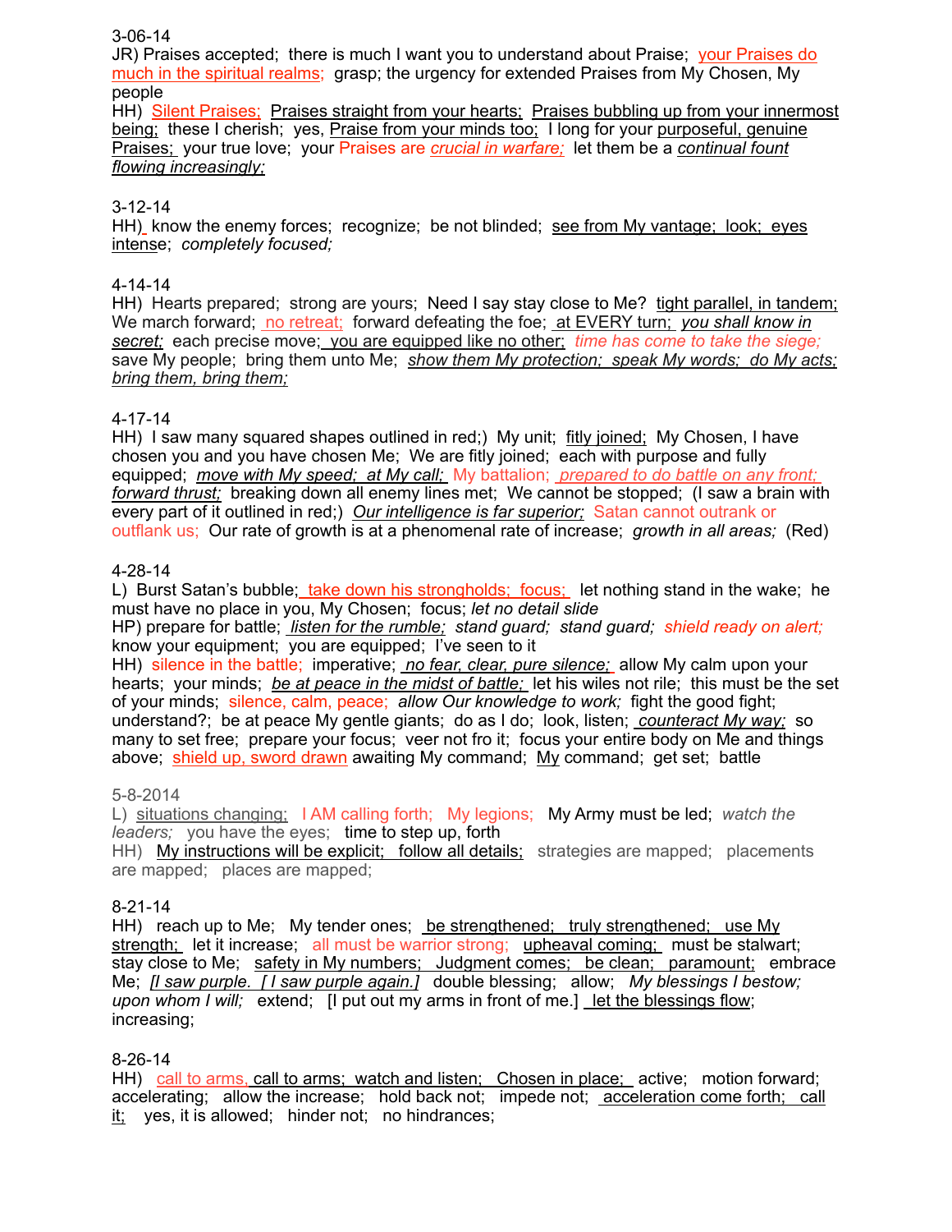3-06-14

JR) Praises accepted; there is much I want you to understand about Praise; your Praises do much in the spiritual realms; grasp; the urgency for extended Praises from My Chosen, My people

HH) Silent Praises; Praises straight from your hearts; Praises bubbling up from your innermost being; these I cherish; yes, Praise from your minds too; I long for your purposeful, genuine Praises; your true love; your Praises are *crucial in warfare;* let them be a *continual fount flowing increasingly;*

3-12-14

HH) know the enemy forces; recognize; be not blinded; see from My vantage; look; eyes intense; *completely focused;*

4-14-14

HH) Hearts prepared; strong are yours; Need I say stay close to Me? tight parallel, in tandem; We march forward; no retreat; forward defeating the foe; at EVERY turn; *you shall know in secret;* each precise move; you are equipped like no other; *time has come to take the siege;* save My people; bring them unto Me; *show them My protection; speak My words; do My acts; bring them, bring them;*

4-17-14

HH) I saw many squared shapes outlined in red;) My unit; fitly joined; My Chosen, I have chosen you and you have chosen Me; We are fitly joined; each with purpose and fully equipped; *move with My speed; at My call;* My battalion; *prepared to do battle on any front; forward thrust;* breaking down all enemy lines met; We cannot be stopped; (I saw a brain with every part of it outlined in red;) *Our intelligence is far superior;* Satan cannot outrank or outflank us; Our rate of growth is at a phenomenal rate of increase; *growth in all areas;* (Red)

4-28-14

L) Burst Satan's bubble; take down his strongholds; focus; let nothing stand in the wake; he must have no place in you, My Chosen; focus; *let no detail slide*

HP) prepare for battle; *listen for the rumble; stand guard; stand guard; shield ready on alert;* know your equipment; you are equipped; I've seen to it

HH) silence in the battle; imperative; *no fear, clear, pure silence;* allow My calm upon your hearts; your minds; *be at peace in the midst of battle;* let his wiles not rile; this must be the set of your minds; silence, calm, peace; *allow Our knowledge to work;* fight the good fight; understand?; be at peace My gentle giants; do as I do; look, listen; *counteract My way;* so many to set free; prepare your focus; veer not fro it; focus your entire body on Me and things above; shield up, sword drawn awaiting My command; My command; get set; battle

5-8-2014

L) situations changing; I AM calling forth; My legions; My Army must be led; *watch the leaders;* you have the eyes; time to step up, forth

HH) My instructions will be explicit; follow all details; strategies are mapped; placements are mapped; places are mapped;

8-21-14

HH) reach up to Me; My tender ones; be strengthened; truly strengthened; use My strength; let it increase; all must be warrior strong; upheaval coming; must be stalwart; stay close to Me; safety in My numbers; Judgment comes; be clean; paramount; embrace Me; *[I saw purple. [ I saw purple again.]* double blessing; allow; *My blessings I bestow; upon whom I will;* extend; [I put out my arms in front of me.] let the blessings flow; increasing;

8-26-14

HH) call to arms, call to arms; watch and listen; Chosen in place; active; motion forward; accelerating; allow the increase; hold back not; impede not; acceleration come forth; call it; yes, it is allowed; hinder not; no hindrances;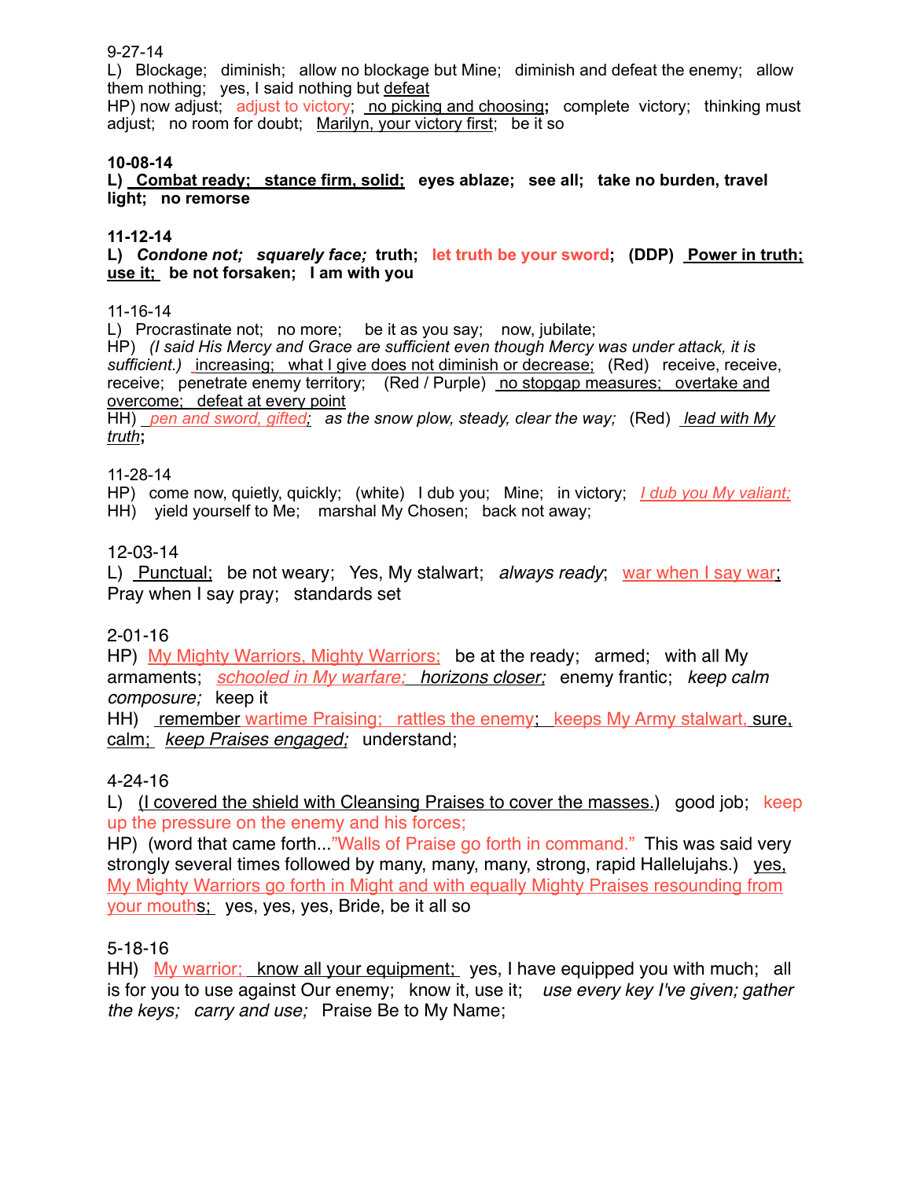9-27-14
L) Blockage; diminish; allow no blockage but Mine; diminish and defeat the enemy; allow them nothing; yes, I said nothing but defeat
HP) now adjust; adjust to victory; no picking and choosing**;** complete victory; thinking must adjust; no room for doubt; Marilyn, your victory first; be it so

**10-08-14**
**L) Combat ready; stance firm, solid; eyes ablaze; see all; take no burden, travel light; no remorse**

**11-12-14**
**L) *Condone not; squarely face;* truth; let truth be your sword; (DDP) Power in truth; use it; be not forsaken; I am with you**

11-16-14
L) Procrastinate not; no more; be it as you say; now, jubilate;
HP) *(I said His Mercy and Grace are sufficient even though Mercy was under attack, it is sufficient.)* increasing; what I give does not diminish or decrease; (Red) receive, receive, receive; penetrate enemy territory; (Red / Purple) no stopgap measures; overtake and overcome; defeat at every point
HH) *pen and sword, gifted; as the snow plow, steady, clear the way;* (Red) *lead with My truth***;**

11-28-14
HP) come now, quietly, quickly; (white) I dub you; Mine; in victory; *I dub you My valiant;*
HH) yield yourself to Me; marshal My Chosen; back not away;

12-03-14
L) Punctual; be not weary; Yes, My stalwart; *always ready*; war when I say war; Pray when I say pray; standards set

2-01-16
HP) My Mighty Warriors, Mighty Warriors; be at the ready; armed; with all My armaments; *schooled in My warfare; horizons closer;* enemy frantic; *keep calm composure;* keep it
HH) remember wartime Praising; rattles the enemy; keeps My Army stalwart, sure, calm; *keep Praises engaged;* understand;

4-24-16
L) (I covered the shield with Cleansing Praises to cover the masses.) good job; keep up the pressure on the enemy and his forces;
HP) (word that came forth..."Walls of Praise go forth in command." This was said very strongly several times followed by many, many, many, strong, rapid Hallelujahs.) yes, My Mighty Warriors go forth in Might and with equally Mighty Praises resounding from your mouths; yes, yes, yes, Bride, be it all so

5-18-16
HH) My warrior; know all your equipment; yes, I have equipped you with much; all is for you to use against Our enemy; know it, use it; *use every key I've given; gather the keys; carry and use;* Praise Be to My Name;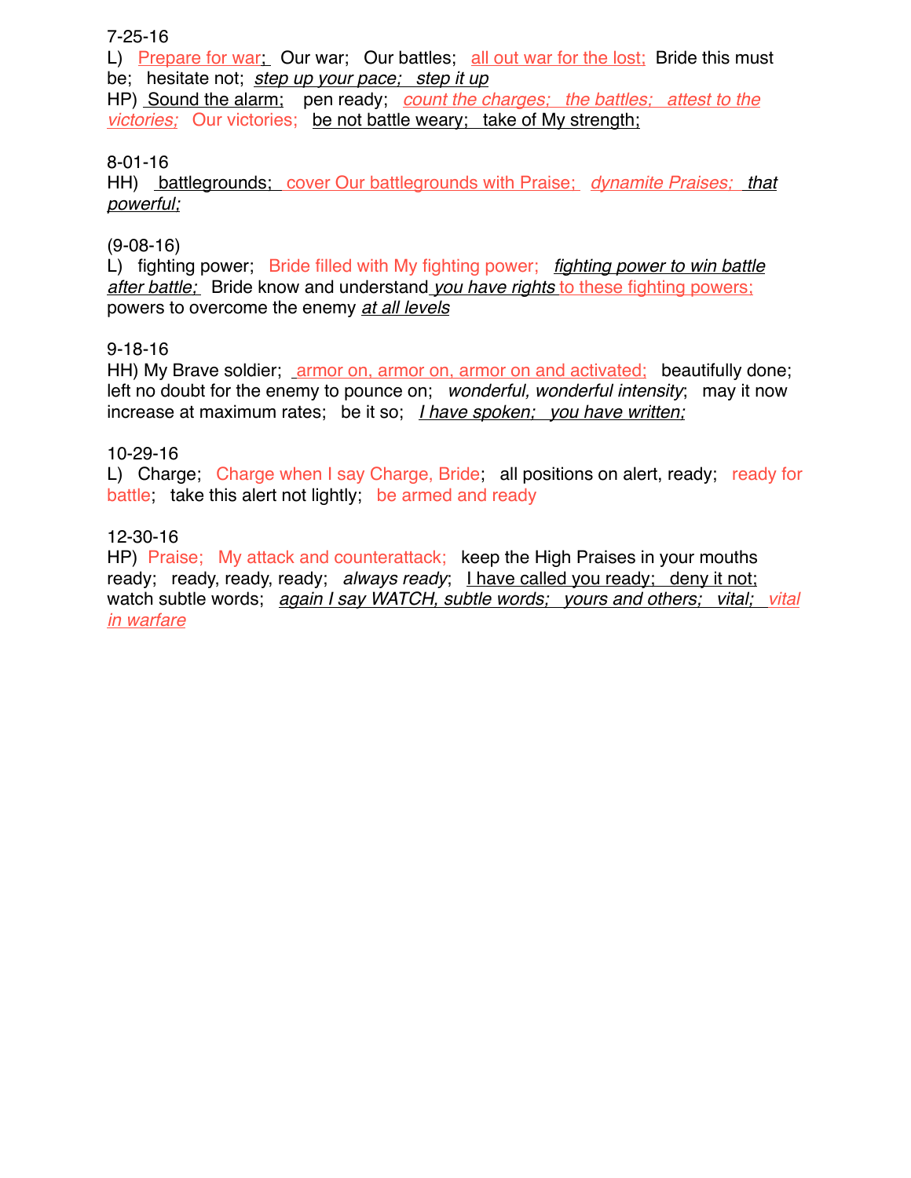7-25-16

L) Prepare for war; Our war; Our battles; all out war for the lost; Bride this must be; hesitate not; *step up your pace; step it up*

HP) Sound the alarm; pen ready; *count the charges; the battles; attest to the victories;* Our victories; be not battle weary; take of My strength;

8-01-16

HH) battlegrounds; cover Our battlegrounds with Praise; *dynamite Praises; that powerful;*

(9-08-16)

L) fighting power; Bride filled with My fighting power; *fighting power to win battle after battle;* Bride know and understand *you have rights* to these fighting powers; powers to overcome the enemy *at all levels*

9-18-16

HH) My Brave soldier; armor on, armor on, armor on and activated; beautifully done; left no doubt for the enemy to pounce on; *wonderful, wonderful intensity*; may it now increase at maximum rates; be it so; *I have spoken; you have written;*

10-29-16

L) Charge; Charge when I say Charge, Bride; all positions on alert, ready; ready for battle; take this alert not lightly; be armed and ready

12-30-16

HP) Praise; My attack and counterattack; keep the High Praises in your mouths ready; ready, ready, ready; *always ready*; I have called you ready; deny it not; watch subtle words; *again I say WATCH, subtle words; yours and others; vital; vital in warfare*